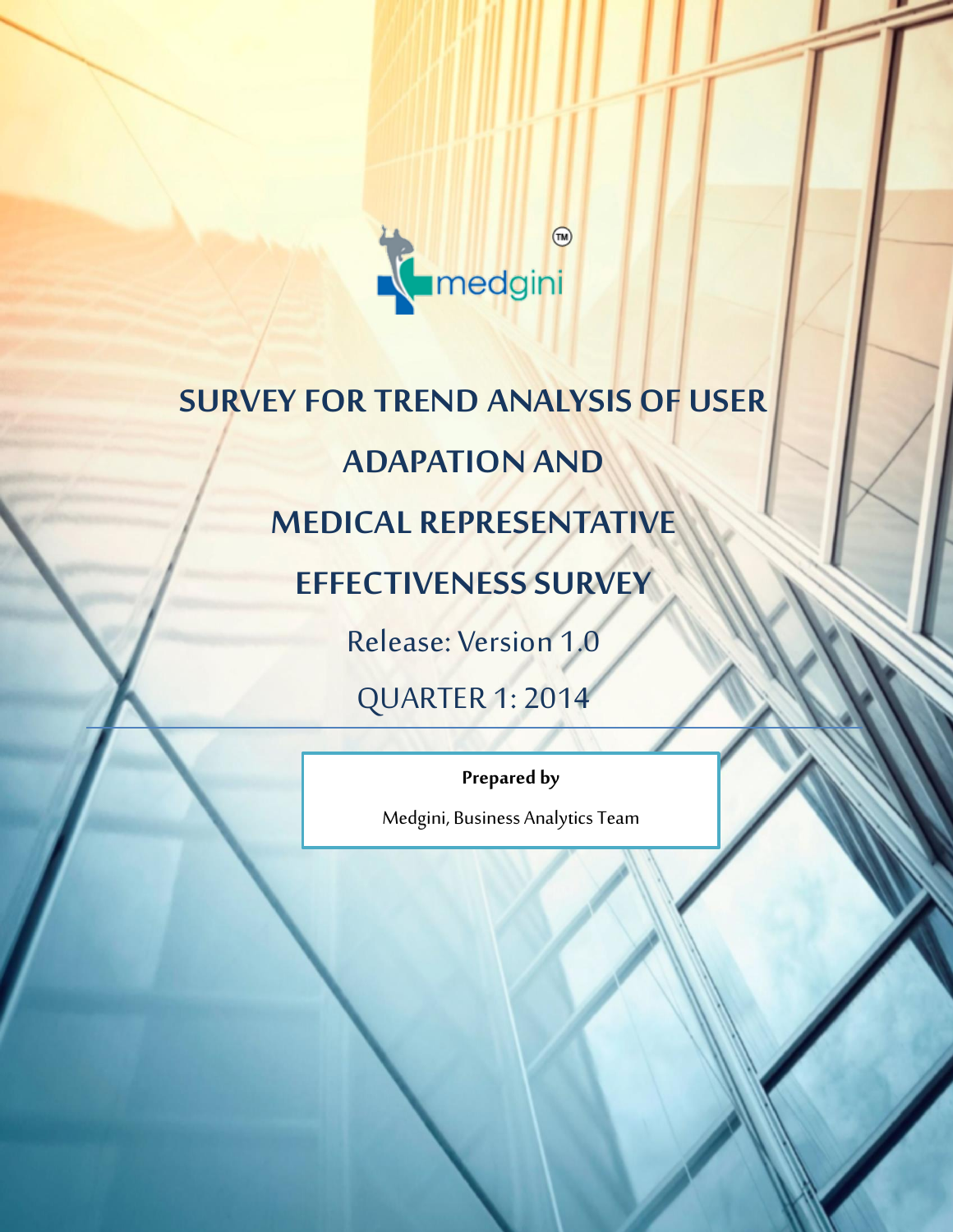medgini™

# SURVEY FOR TREND ANALYSIS OF USER ADAPATION AND MEDICAL REPRESENTATIVE EFFECTIVENESS SURVEY

Release: Version 1.0

QUARTER 1: 2014

**Prepared by**

Medgini, Business Analytics Team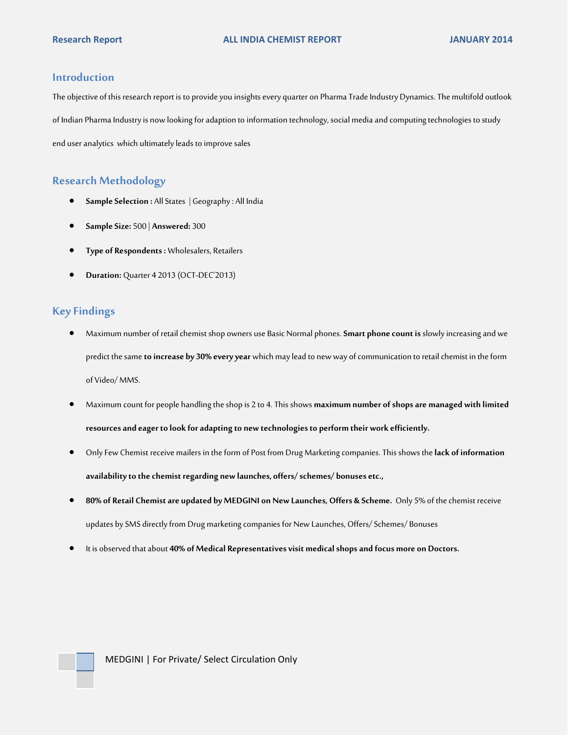## Introduction

The objective of this research report is to provide you insights every quarter on Pharma Trade Industry Dynamics. The multifold outlook of Indian Pharma Industry is now looking for adaption to information technology, social media and computing technologies to study end user analytics  which ultimately leads to improve sales

## Research Methodology

- **Sample Selection :** All States  | Geography : All India
- **Sample Size:** 500 | **Answered:** 300
- **Type of Respondents :** Wholesalers, Retailers
- **Duration:** Quarter 4 2013 (OCT-DEC'2013)

## Key Findings

- Maximum number of retail chemist shop owners use Basic Normal phones. **Smart phone count is** slowly increasing and we predict the same **to increase by 30% every year** which may lead to new way of communication to retail chemist in the form of Video/ MMS.
- Maximum count for people handling the shop is 2 to 4. This shows **maximum number of shops are managed with limited resources and eager to look for adapting to new technologies to perform their work efficiently.**
- Only Few Chemist receive mailers in the form of Post from Drug Marketing companies. This shows the **lack of information availability to the chemist regarding new launches, offers/ schemes/ bonuses etc.,**
- **80% of Retail Chemist are updated by MEDGINI on New Launches, Offers & Scheme.** Only 5% of the chemist receive updates by SMS directly from Drug marketing companies for New Launches, Offers/ Schemes/ Bonuses
- It is observed that about **40% of Medical Representatives visit medical shops and focus more on Doctors.**

MEDGINI | For Private/ Select Circulation Only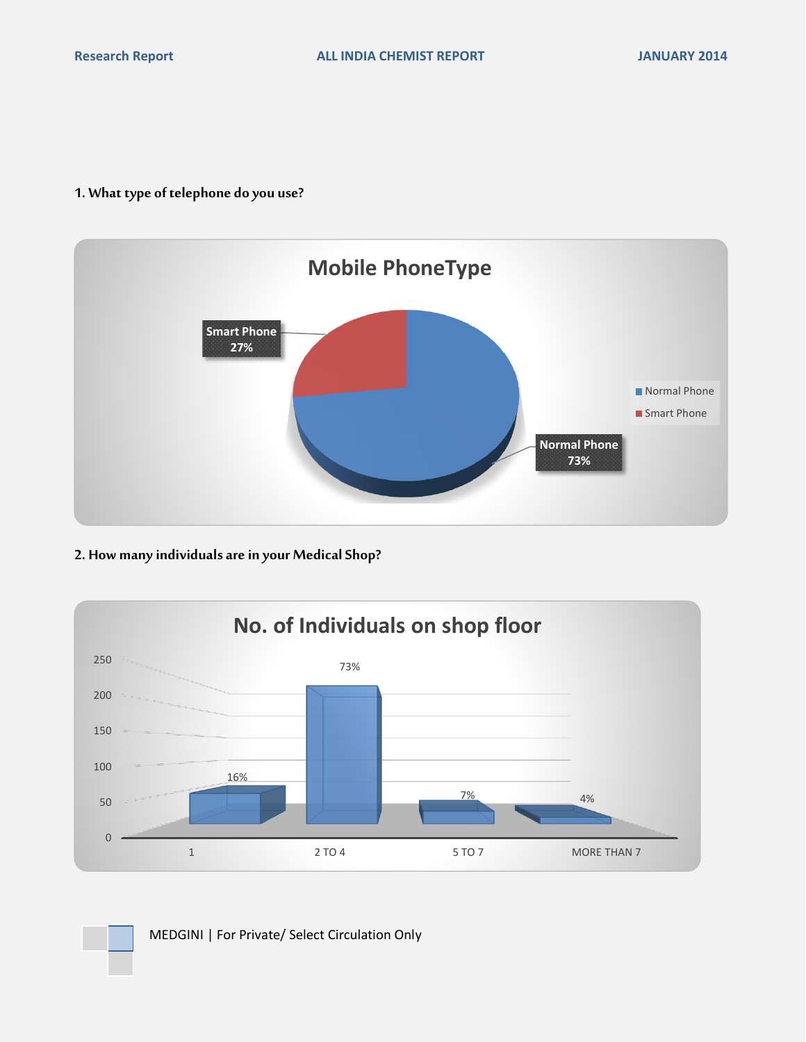**1. What type of telephone do you use?**

Mobile PhoneType

| Phone Type | Percentage |
|---|---|
| Normal Phone | 73% |
| Smart Phone | 27% |

**2. How many individuals are in your Medical Shop?**

No. of Individuals on shop floor

| No. of Individuals | Percentage |
|---|---|
| 1 | 16% |
| 2 TO 4 | 73% |
| 5 TO 7 | 7% |
| MORE THAN 7 | 4% |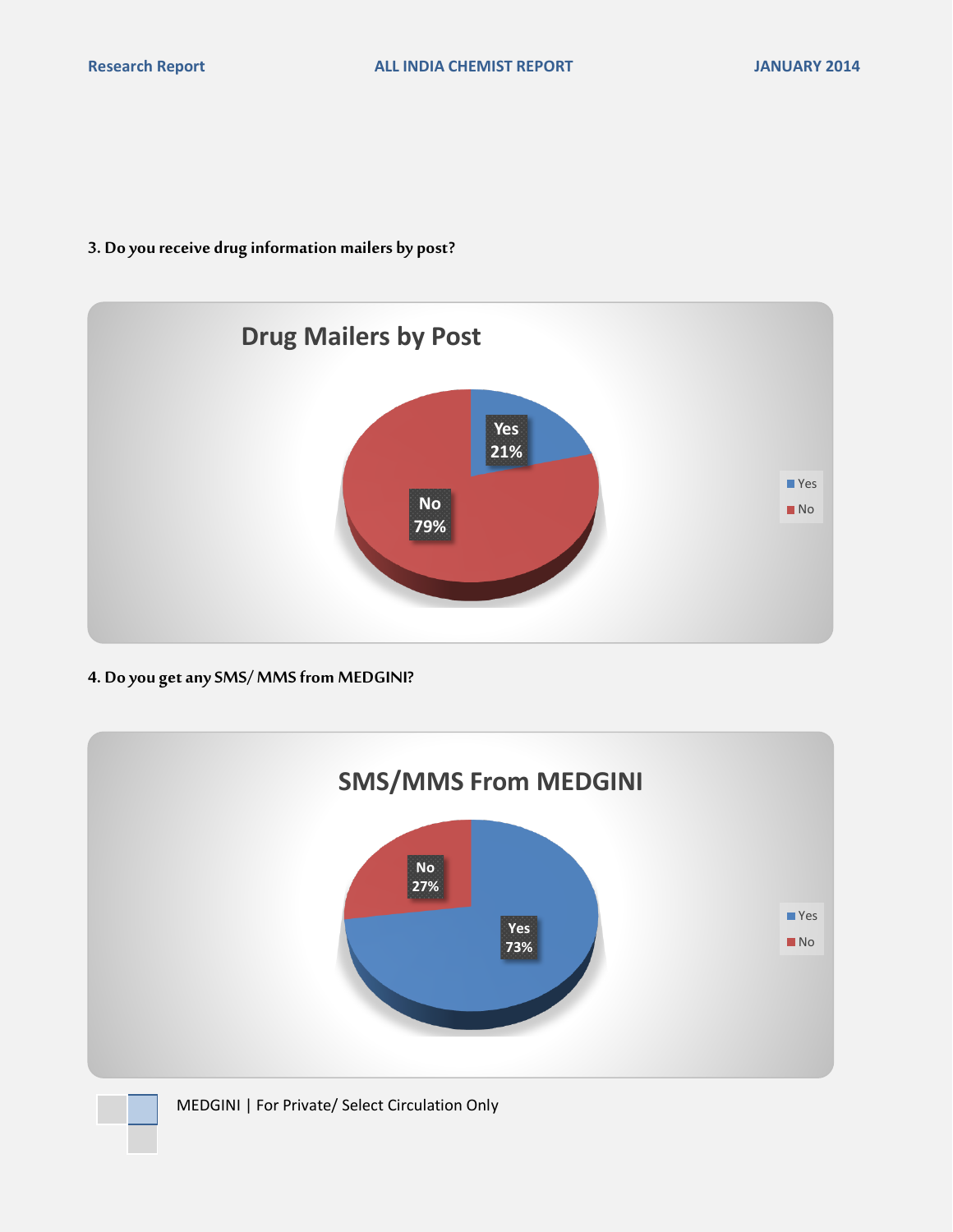**3. Do you receive drug information mailers by post?**

**Drug Mailers by Post**

| Response | Percentage |
| --- | --- |
| Yes | 21% |
| No | 79% |

**4. Do you get any SMS/ MMS from MEDGINI?**

**SMS/MMS From MEDGINI**

| Response | Percentage |
| --- | --- |
| Yes | 73% |
| No | 27% |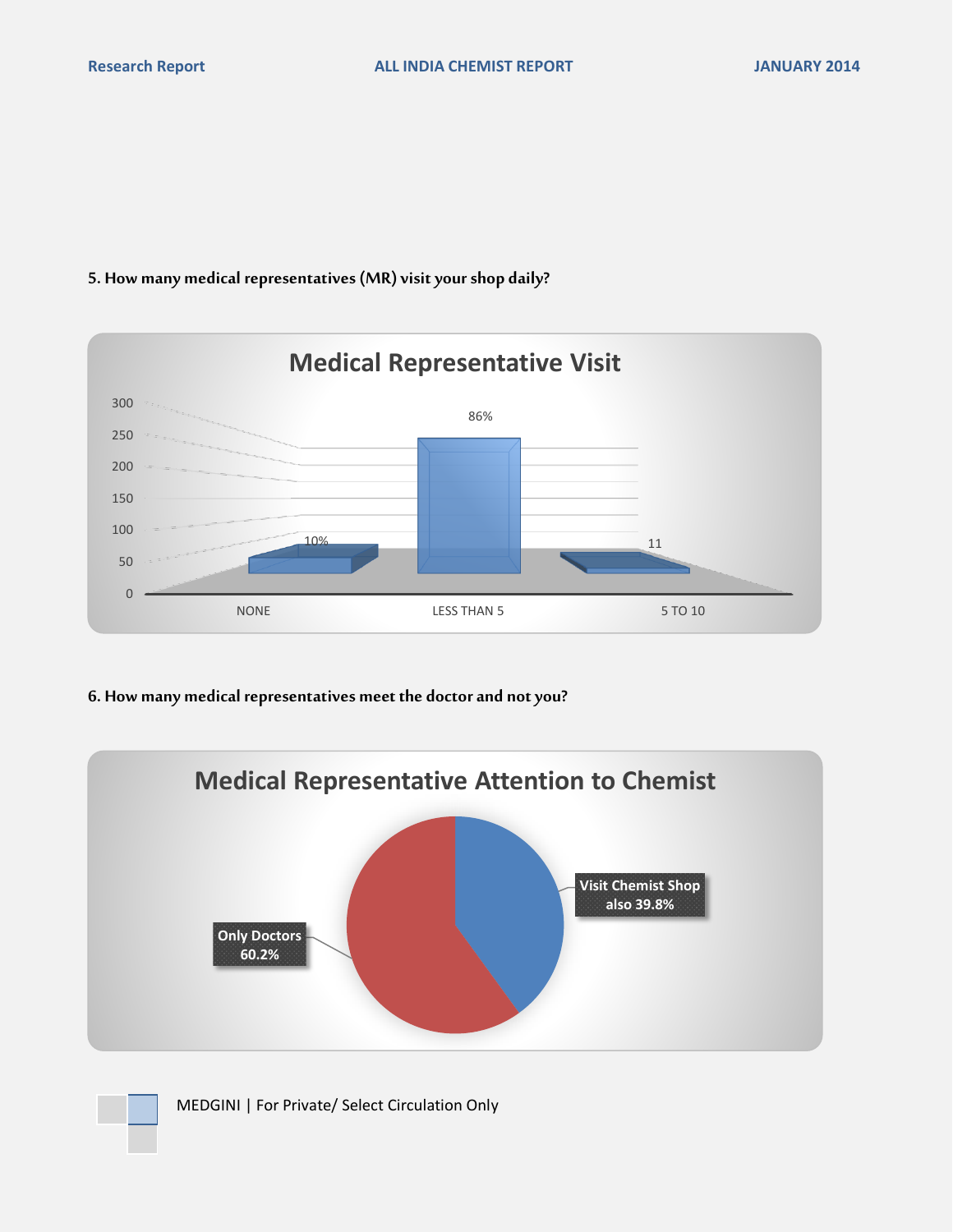**5. How many medical representatives (MR) visit your shop daily?**

Medical Representative Visit

300
250
200
150
100
50
0

10%
86%
11

NONE
LESS THAN 5
5 TO 10

**6. How many medical representatives meet the doctor and not you?**

Medical Representative Attention to Chemist

Visit Chemist Shop also 39.8%

Only Doctors 60.2%